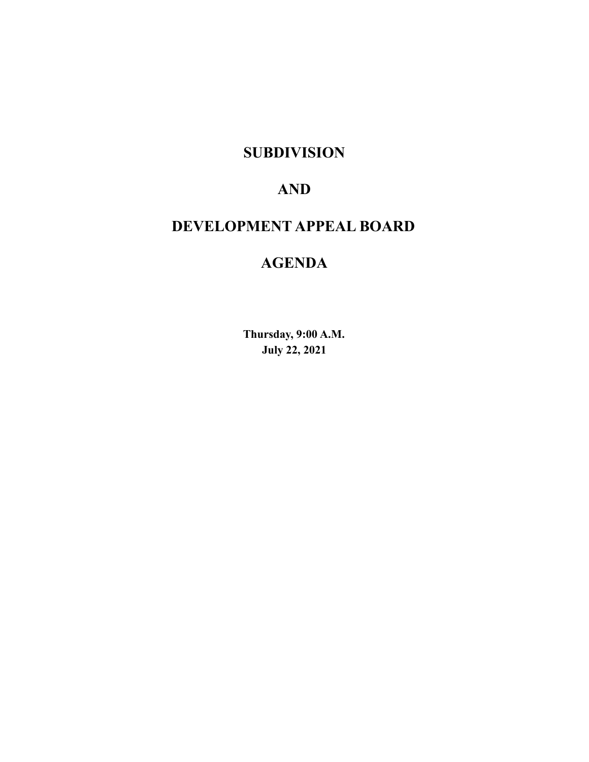# SUBDIVISION

# AND

# DEVELOPMENT APPEAL BOARD

# AGENDA

**Thursday, 9:00 A.M.**
**July 22, 2021**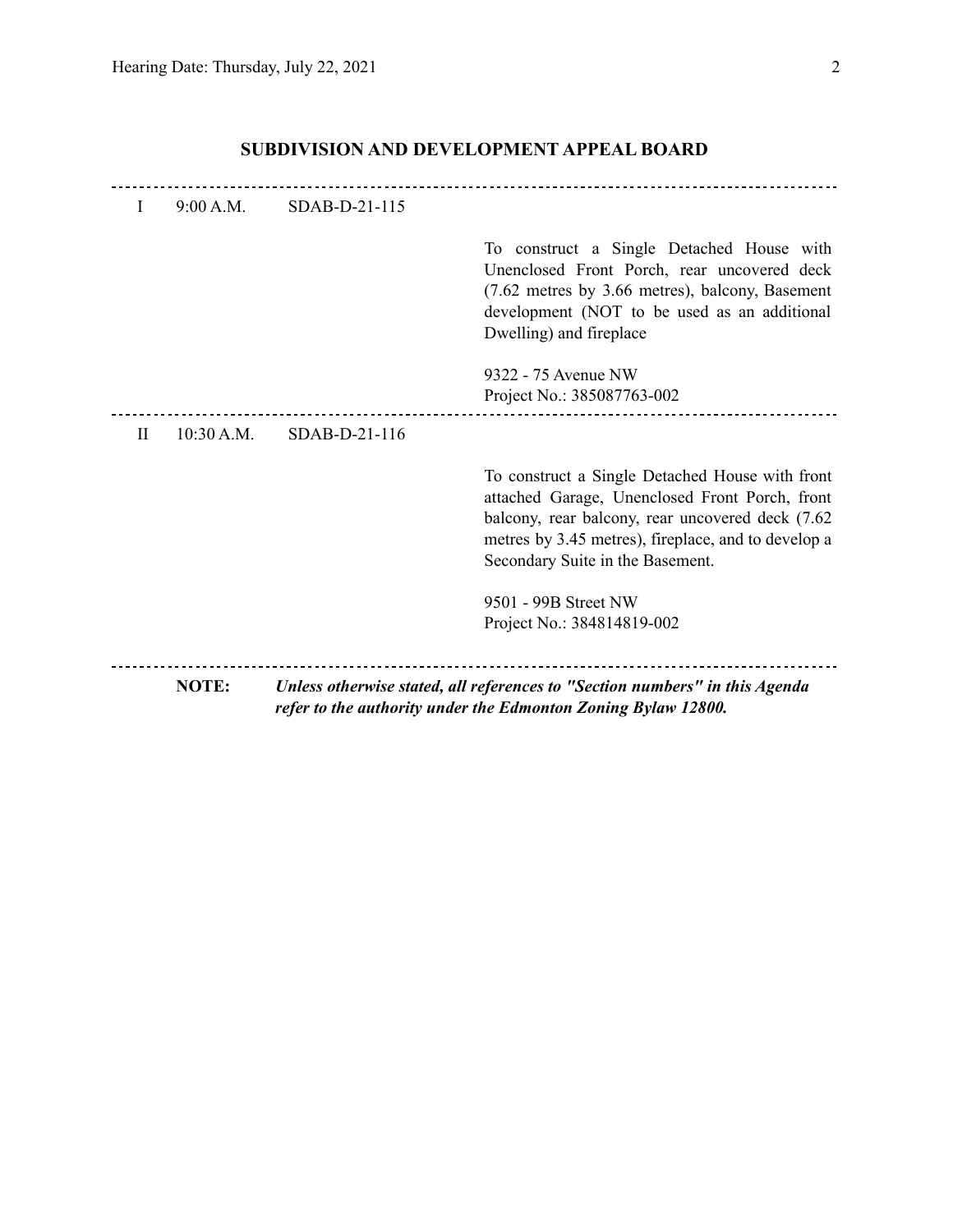## SUBDIVISION AND DEVELOPMENT APPEAL BOARD

---

I 9:00 A.M. SDAB-D-21-115

To construct a Single Detached House with Unenclosed Front Porch, rear uncovered deck (7.62 metres by 3.66 metres), balcony, Basement development (NOT to be used as an additional Dwelling) and fireplace

9322 - 75 Avenue NW
Project No.: 385087763-002

---

II 10:30 A.M. SDAB-D-21-116

To construct a Single Detached House with front attached Garage, Unenclosed Front Porch, front balcony, rear balcony, rear uncovered deck (7.62 metres by 3.45 metres), fireplace, and to develop a Secondary Suite in the Basement.

9501 - 99B Street NW
Project No.: 384814819-002

---

**NOTE:** ***Unless otherwise stated, all references to "Section numbers" in this Agenda refer to the authority under the Edmonton Zoning Bylaw 12800.***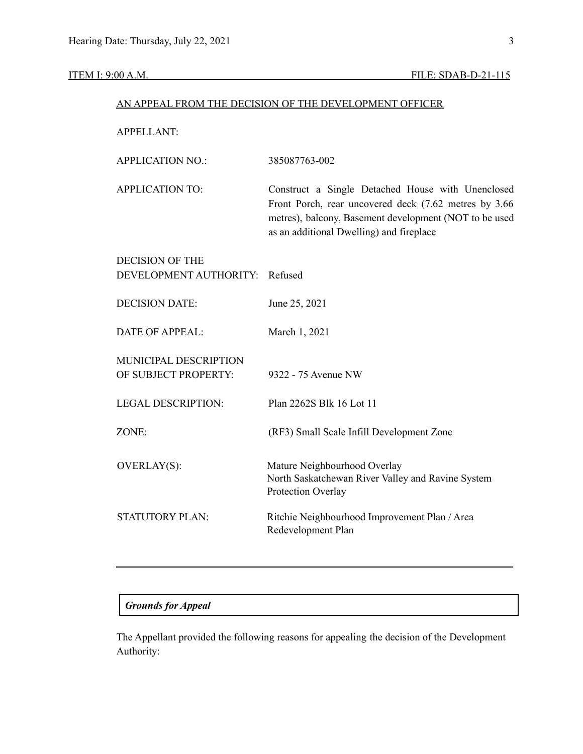ITEM I: 9:00 A.M. FILE: SDAB-D-21-115

AN APPEAL FROM THE DECISION OF THE DEVELOPMENT OFFICER

| | |
|---|---|
| APPELLANT: | |
| APPLICATION NO.: | 385087763-002 |
| APPLICATION TO: | Construct a Single Detached House with Unenclosed Front Porch, rear uncovered deck (7.62 metres by 3.66 metres), balcony, Basement development (NOT to be used as an additional Dwelling) and fireplace |
| DECISION OF THE DEVELOPMENT AUTHORITY: | Refused |
| DECISION DATE: | June 25, 2021 |
| DATE OF APPEAL: | March 1, 2021 |
| MUNICIPAL DESCRIPTION OF SUBJECT PROPERTY: | 9322 - 75 Avenue NW |
| LEGAL DESCRIPTION: | Plan 2262S Blk 16 Lot 11 |
| ZONE: | (RF3) Small Scale Infill Development Zone |
| OVERLAY(S): | Mature Neighbourhood Overlay<br>North Saskatchewan River Valley and Ravine System Protection Overlay |
| STATUTORY PLAN: | Ritchie Neighbourhood Improvement Plan / Area Redevelopment Plan |

---

***Grounds for Appeal***

The Appellant provided the following reasons for appealing the decision of the Development Authority: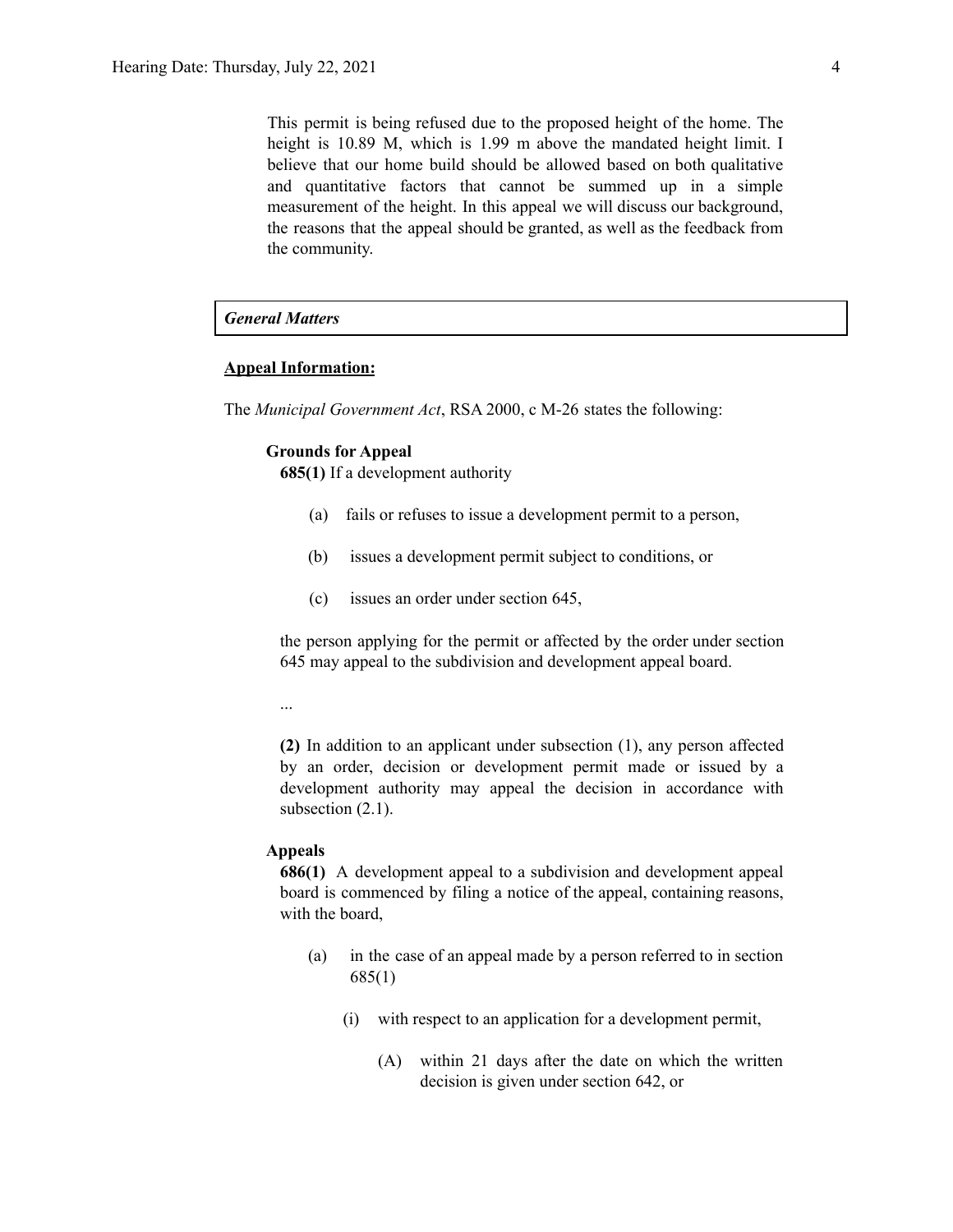This permit is being refused due to the proposed height of the home. The height is 10.89 M, which is 1.99 m above the mandated height limit. I believe that our home build should be allowed based on both qualitative and quantitative factors that cannot be summed up in a simple measurement of the height. In this appeal we will discuss our background, the reasons that the appeal should be granted, as well as the feedback from the community.

***General Matters***

**Appeal Information:**

The *Municipal Government Act*, RSA 2000, c M-26 states the following:

**Grounds for Appeal**

**685(1)** If a development authority

(a) fails or refuses to issue a development permit to a person,

(b) issues a development permit subject to conditions, or

(c) issues an order under section 645,

the person applying for the permit or affected by the order under section 645 may appeal to the subdivision and development appeal board.

...

**(2)** In addition to an applicant under subsection (1), any person affected by an order, decision or development permit made or issued by a development authority may appeal the decision in accordance with subsection (2.1).

**Appeals**

**686(1)** A development appeal to a subdivision and development appeal board is commenced by filing a notice of the appeal, containing reasons, with the board,

(a) in the case of an appeal made by a person referred to in section 685(1)

(i) with respect to an application for a development permit,

(A) within 21 days after the date on which the written decision is given under section 642, or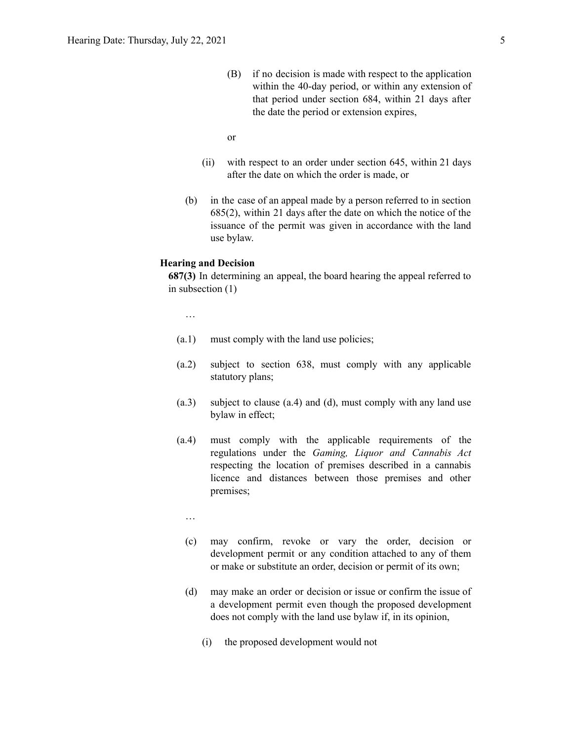(B) if no decision is made with respect to the application within the 40-day period, or within any extension of that period under section 684, within 21 days after the date the period or extension expires,

or

(ii) with respect to an order under section 645, within 21 days after the date on which the order is made, or

(b) in the case of an appeal made by a person referred to in section 685(2), within 21 days after the date on which the notice of the issuance of the permit was given in accordance with the land use bylaw.

**Hearing and Decision**

**687(3)** In determining an appeal, the board hearing the appeal referred to in subsection (1)

…

(a.1) must comply with the land use policies;

(a.2) subject to section 638, must comply with any applicable statutory plans;

(a.3) subject to clause (a.4) and (d), must comply with any land use bylaw in effect;

(a.4) must comply with the applicable requirements of the regulations under the *Gaming, Liquor and Cannabis Act* respecting the location of premises described in a cannabis licence and distances between those premises and other premises;

…

(c) may confirm, revoke or vary the order, decision or development permit or any condition attached to any of them or make or substitute an order, decision or permit of its own;

(d) may make an order or decision or issue or confirm the issue of a development permit even though the proposed development does not comply with the land use bylaw if, in its opinion,

(i) the proposed development would not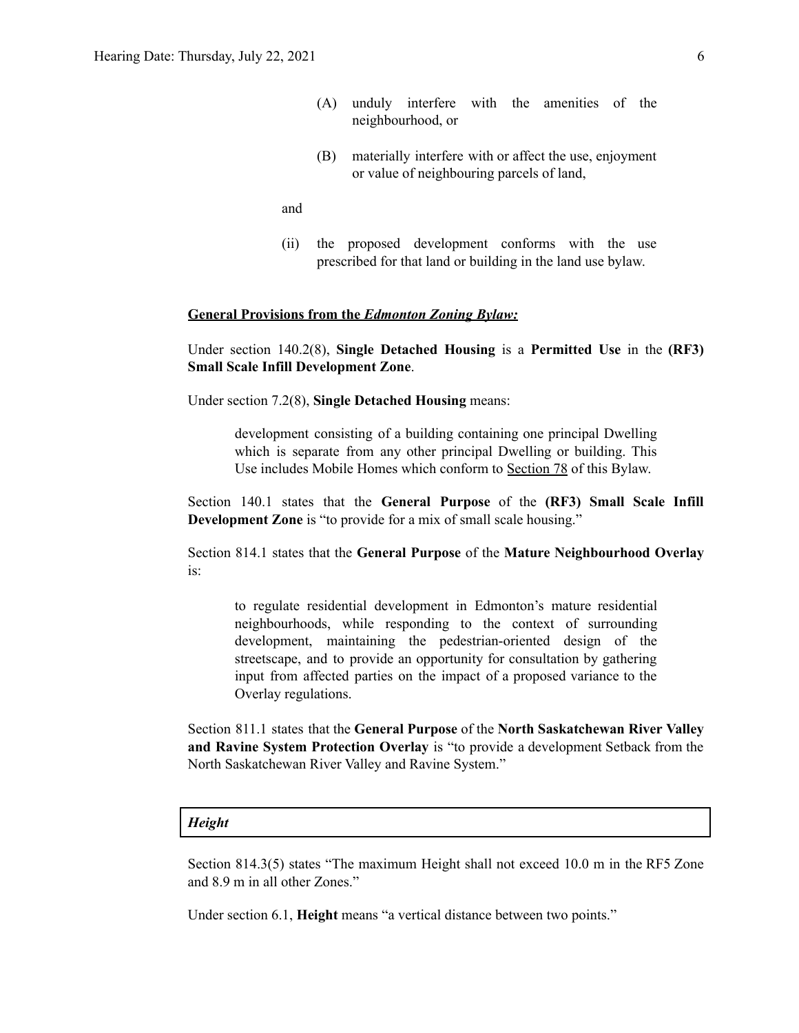(A) unduly interfere with the amenities of the neighbourhood, or

(B) materially interfere with or affect the use, enjoyment or value of neighbouring parcels of land,

and

(ii) the proposed development conforms with the use prescribed for that land or building in the land use bylaw.

**General Provisions from the *Edmonton Zoning Bylaw:***

Under section 140.2(8), **Single Detached Housing** is a **Permitted Use** in the **(RF3) Small Scale Infill Development Zone**.

Under section 7.2(8), **Single Detached Housing** means:

> development consisting of a building containing one principal Dwelling which is separate from any other principal Dwelling or building. This Use includes Mobile Homes which conform to Section 78 of this Bylaw.

Section 140.1 states that the **General Purpose** of the **(RF3) Small Scale Infill Development Zone** is "to provide for a mix of small scale housing."

Section 814.1 states that the **General Purpose** of the **Mature Neighbourhood Overlay** is:

> to regulate residential development in Edmonton's mature residential neighbourhoods, while responding to the context of surrounding development, maintaining the pedestrian-oriented design of the streetscape, and to provide an opportunity for consultation by gathering input from affected parties on the impact of a proposed variance to the Overlay regulations.

Section 811.1 states that the **General Purpose** of the **North Saskatchewan River Valley and Ravine System Protection Overlay** is "to provide a development Setback from the North Saskatchewan River Valley and Ravine System."

***Height***

Section 814.3(5) states "The maximum Height shall not exceed 10.0 m in the RF5 Zone and 8.9 m in all other Zones."

Under section 6.1, **Height** means "a vertical distance between two points."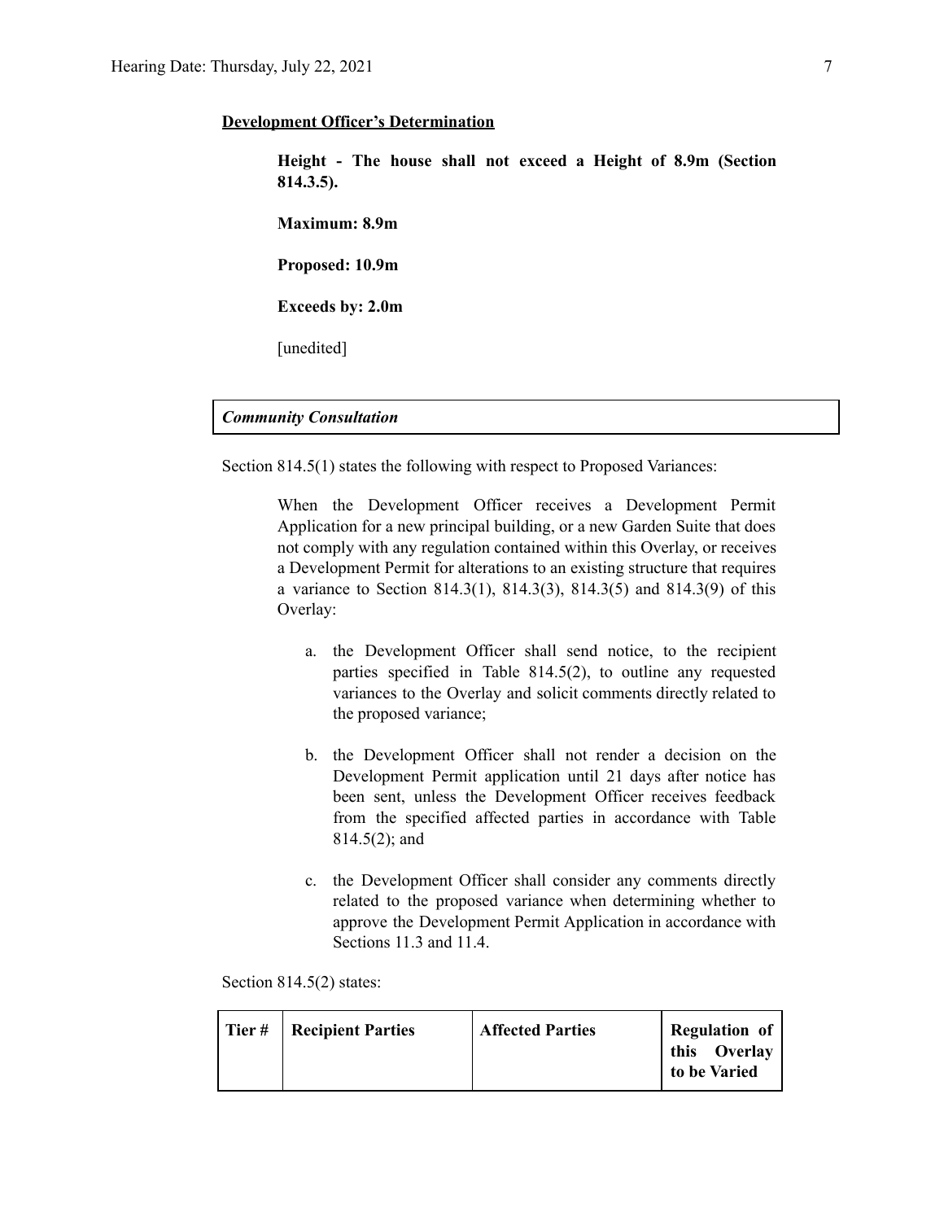**Development Officer's Determination**

> **Height - The house shall not exceed a Height of 8.9m (Section 814.3.5).**
>
> **Maximum: 8.9m**
>
> **Proposed: 10.9m**
>
> **Exceeds by: 2.0m**
>
> [unedited]

***Community Consultation***

Section 814.5(1) states the following with respect to Proposed Variances:

> When the Development Officer receives a Development Permit Application for a new principal building, or a new Garden Suite that does not comply with any regulation contained within this Overlay, or receives a Development Permit for alterations to an existing structure that requires a variance to Section 814.3(1), 814.3(3), 814.3(5) and 814.3(9) of this Overlay:
>
> a. the Development Officer shall send notice, to the recipient parties specified in Table 814.5(2), to outline any requested variances to the Overlay and solicit comments directly related to the proposed variance;
>
> b. the Development Officer shall not render a decision on the Development Permit application until 21 days after notice has been sent, unless the Development Officer receives feedback from the specified affected parties in accordance with Table 814.5(2); and
>
> c. the Development Officer shall consider any comments directly related to the proposed variance when determining whether to approve the Development Permit Application in accordance with Sections 11.3 and 11.4.

Section 814.5(2) states:

| Tier # | Recipient Parties | Affected Parties | Regulation of this Overlay to be Varied |
|---|---|---|---|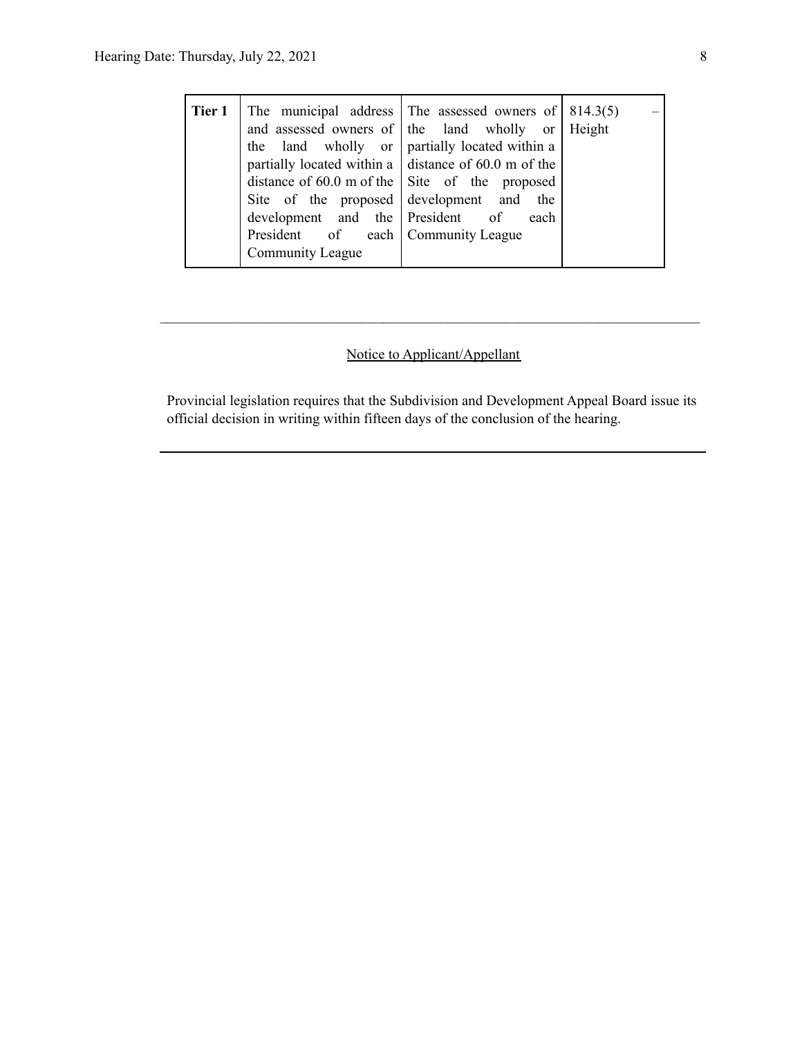| Tier 1 | The municipal address and assessed owners of the land wholly or partially located within a distance of 60.0 m of the Site of the proposed development and the President of each Community League | The assessed owners of the land wholly or partially located within a distance of 60.0 m of the Site of the proposed development and the President of each Community League | 814.3(5) – Height |
|---|---|---|---|

---

Notice to Applicant/Appellant

Provincial legislation requires that the Subdivision and Development Appeal Board issue its official decision in writing within fifteen days of the conclusion of the hearing.

---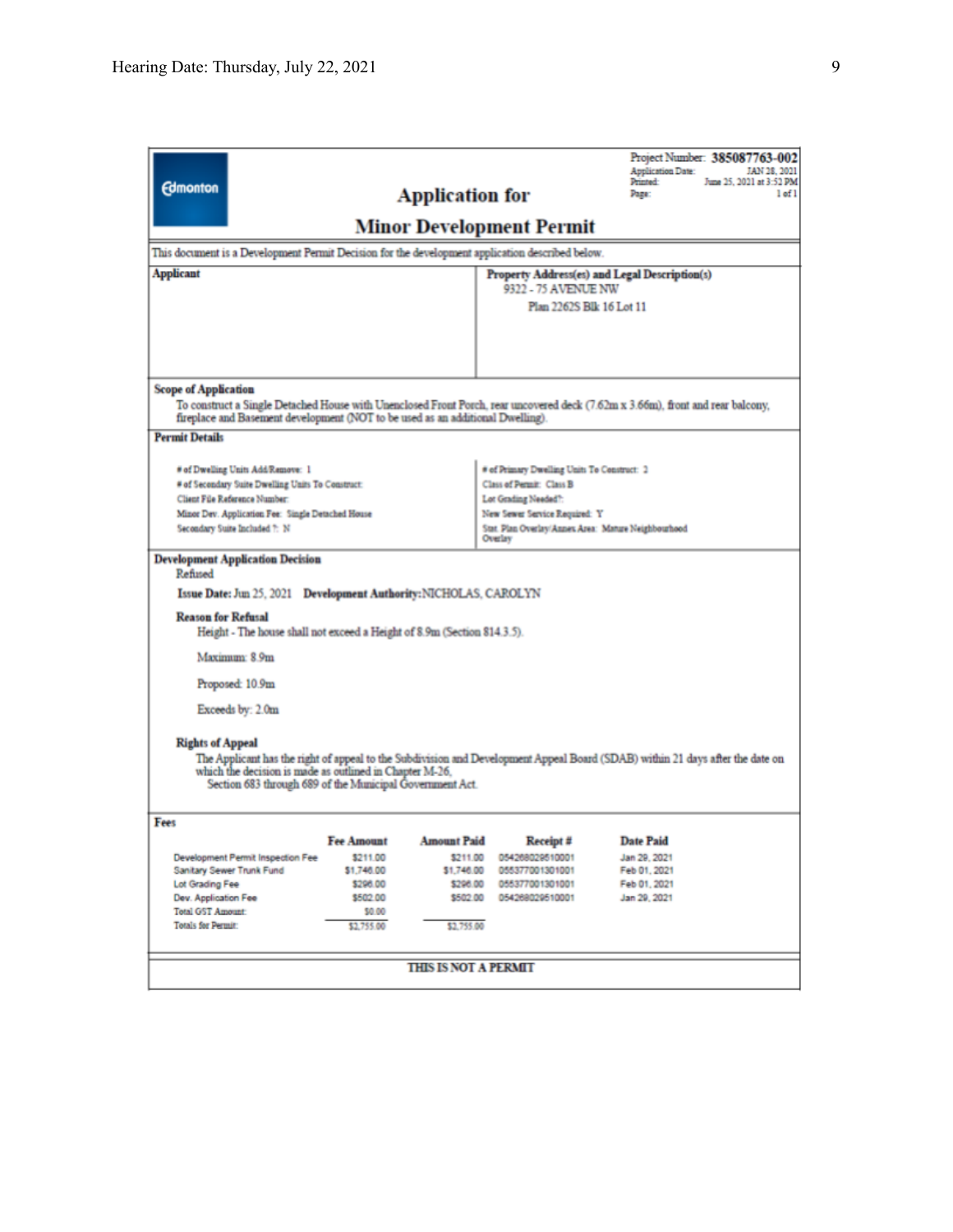Edmonton

# Application for Minor Development Permit

Project Number: **385087763-002**
Application Date: JAN 28, 2021
Printed: June 25, 2021 at 3:52 PM
Page: 1 of 1

This document is a Development Permit Decision for the development application described below.

**Applicant**

**Property Address(es) and Legal Description(s)**
9322 - 75 AVENUE NW
Plan 2262S Blk 16 Lot 11

**Scope of Application**
To construct a Single Detached House with Unenclosed Front Porch, rear uncovered deck (7.62m x 3.66m), front and rear balcony, fireplace and Basement development (NOT to be used as an additional Dwelling).

**Permit Details**

| | |
|---|---|
| # of Dwelling Units Add/Remove: 1 | # of Primary Dwelling Units To Construct: 2 |
| # of Secondary Suite Dwelling Units To Construct: | Class of Permit: Class B |
| Client File Reference Number: | Lot Grading Needed?: |
| Minor Dev. Application Fee: Single Detached House | New Sewer Service Required: Y |
| Secondary Suite Included ?: N | Stat. Plan Overlay/Annex Area: Mature Neighbourhood Overlay |

**Development Application Decision**
Refused

**Issue Date:** Jun 25, 2021 **Development Authority:** NICHOLAS, CAROLYN

**Reason for Refusal**

Height - The house shall not exceed a Height of 8.9m (Section 814.3.5).

Maximum: 8.9m

Proposed: 10.9m

Exceeds by: 2.0m

**Rights of Appeal**

The Applicant has the right of appeal to the Subdivision and Development Appeal Board (SDAB) within 21 days after the date on which the decision is made as outlined in Chapter M-26, Section 683 through 689 of the Municipal Government Act.

**Fees**

| | Fee Amount | Amount Paid | Receipt # | Date Paid |
|---|---|---|---|---|
| Development Permit Inspection Fee | $211.00 | $211.00 | 054268029510001 | Jan 29, 2021 |
| Sanitary Sewer Trunk Fund | $1,746.00 | $1,746.00 | 055377001301001 | Feb 01, 2021 |
| Lot Grading Fee | $296.00 | $296.00 | 055377001301001 | Feb 01, 2021 |
| Dev. Application Fee | $502.00 | $502.00 | 054268029510001 | Jan 29, 2021 |
| Total GST Amount: | $0.00 | | | |
| Totals for Permit: | $2,755.00 | $2,755.00 | | |

**THIS IS NOT A PERMIT**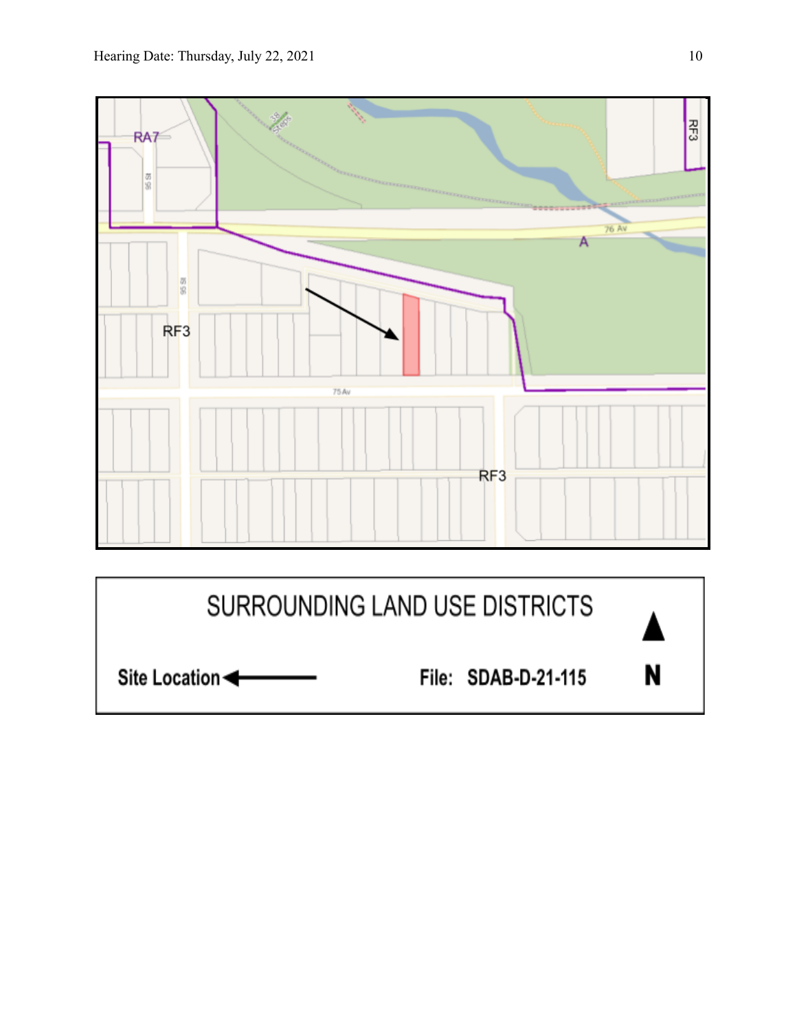RA7

95 St

38 Steps

RF3

76 Av

A

95 St

RF3

75 Av

RF3

SURROUNDING LAND USE DISTRICTS

Site Location ←

File: SDAB-D-21-115

N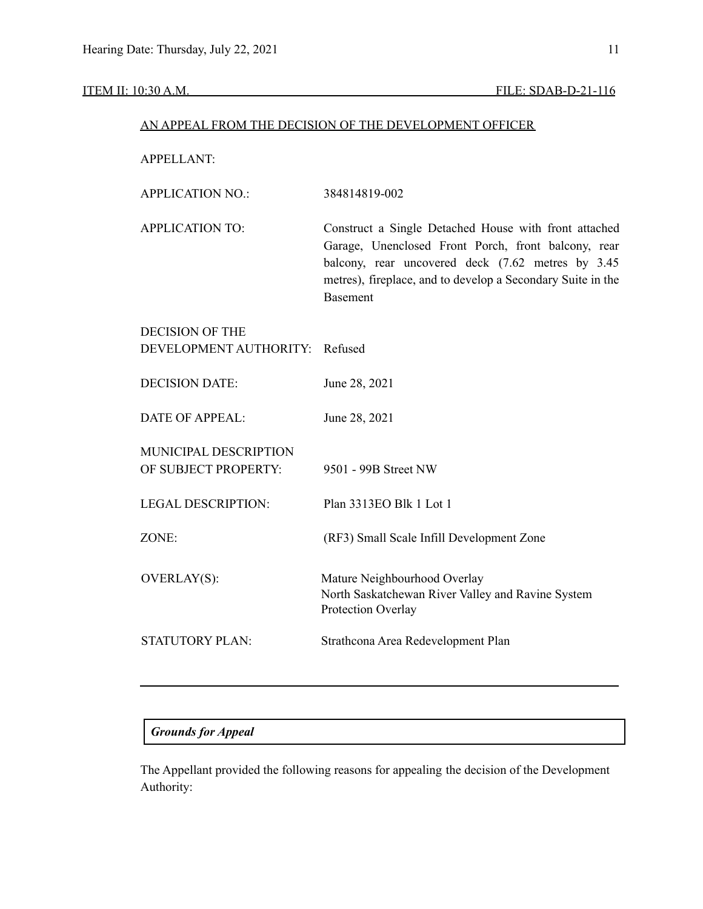ITEM II: 10:30 A.M. FILE: SDAB-D-21-116

AN APPEAL FROM THE DECISION OF THE DEVELOPMENT OFFICER

| | |
|---|---|
| APPELLANT: | |
| APPLICATION NO.: | 384814819-002 |
| APPLICATION TO: | Construct a Single Detached House with front attached Garage, Unenclosed Front Porch, front balcony, rear balcony, rear uncovered deck (7.62 metres by 3.45 metres), fireplace, and to develop a Secondary Suite in the Basement |
| DECISION OF THE DEVELOPMENT AUTHORITY: | Refused |
| DECISION DATE: | June 28, 2021 |
| DATE OF APPEAL: | June 28, 2021 |
| MUNICIPAL DESCRIPTION OF SUBJECT PROPERTY: | 9501 - 99B Street NW |
| LEGAL DESCRIPTION: | Plan 3313EO Blk 1 Lot 1 |
| ZONE: | (RF3) Small Scale Infill Development Zone |
| OVERLAY(S): | Mature Neighbourhood Overlay<br>North Saskatchewan River Valley and Ravine System Protection Overlay |
| STATUTORY PLAN: | Strathcona Area Redevelopment Plan |

---

***Grounds for Appeal***

The Appellant provided the following reasons for appealing the decision of the Development Authority: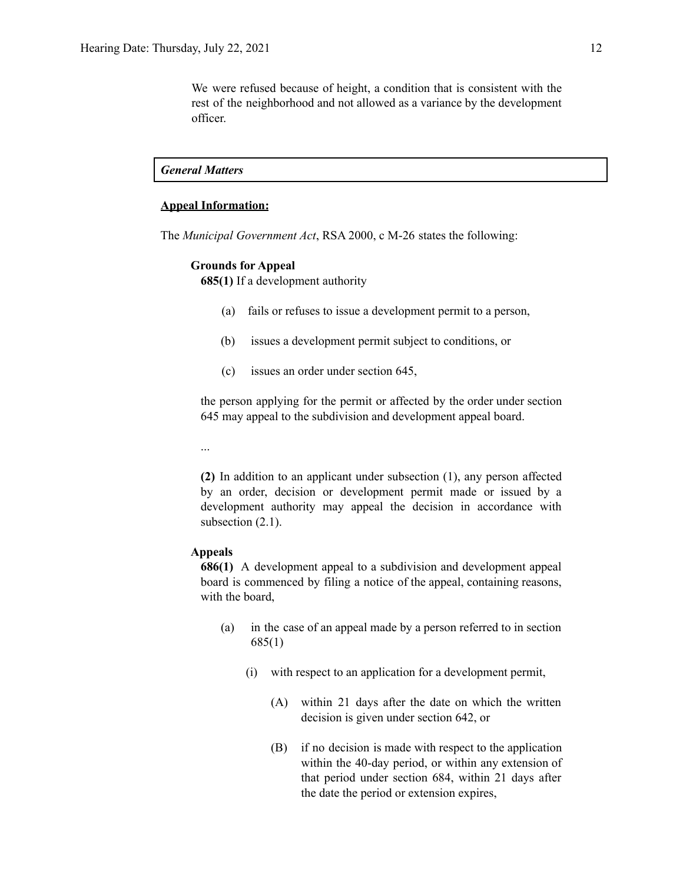We were refused because of height, a condition that is consistent with the rest of the neighborhood and not allowed as a variance by the development officer.

***General Matters***

**Appeal Information:**

The *Municipal Government Act*, RSA 2000, c M-26 states the following:

**Grounds for Appeal**

**685(1)** If a development authority

(a) fails or refuses to issue a development permit to a person,

(b) issues a development permit subject to conditions, or

(c) issues an order under section 645,

the person applying for the permit or affected by the order under section 645 may appeal to the subdivision and development appeal board.

...

**(2)** In addition to an applicant under subsection (1), any person affected by an order, decision or development permit made or issued by a development authority may appeal the decision in accordance with subsection (2.1).

**Appeals**

**686(1)** A development appeal to a subdivision and development appeal board is commenced by filing a notice of the appeal, containing reasons, with the board,

(a) in the case of an appeal made by a person referred to in section 685(1)

(i) with respect to an application for a development permit,

(A) within 21 days after the date on which the written decision is given under section 642, or

(B) if no decision is made with respect to the application within the 40-day period, or within any extension of that period under section 684, within 21 days after the date the period or extension expires,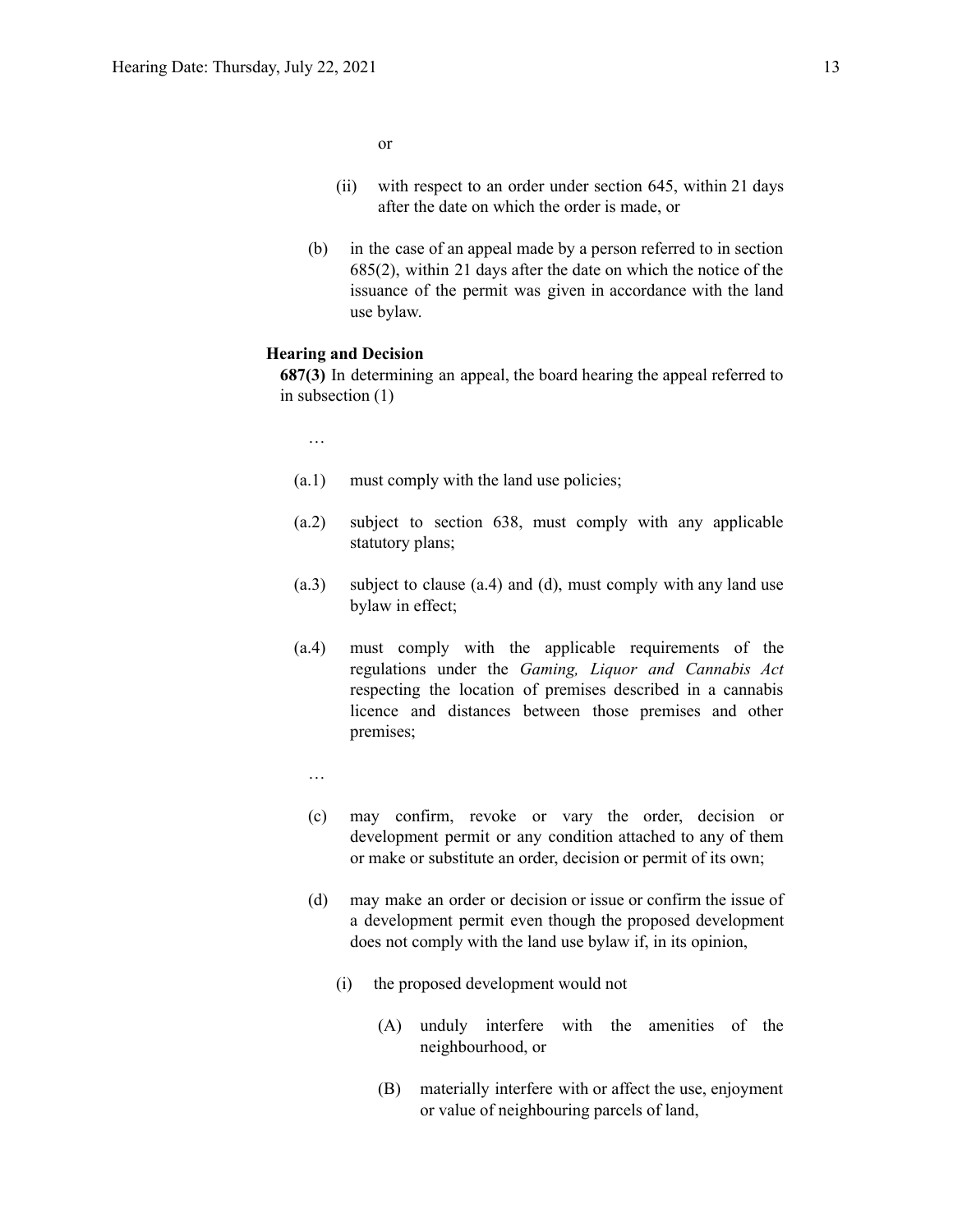or

(ii) with respect to an order under section 645, within 21 days after the date on which the order is made, or

(b) in the case of an appeal made by a person referred to in section 685(2), within 21 days after the date on which the notice of the issuance of the permit was given in accordance with the land use bylaw.

**Hearing and Decision**

**687(3)** In determining an appeal, the board hearing the appeal referred to in subsection (1)

…

(a.1) must comply with the land use policies;

(a.2) subject to section 638, must comply with any applicable statutory plans;

(a.3) subject to clause (a.4) and (d), must comply with any land use bylaw in effect;

(a.4) must comply with the applicable requirements of the regulations under the *Gaming, Liquor and Cannabis Act* respecting the location of premises described in a cannabis licence and distances between those premises and other premises;

…

(c) may confirm, revoke or vary the order, decision or development permit or any condition attached to any of them or make or substitute an order, decision or permit of its own;

(d) may make an order or decision or issue or confirm the issue of a development permit even though the proposed development does not comply with the land use bylaw if, in its opinion,

(i) the proposed development would not

(A) unduly interfere with the amenities of the neighbourhood, or

(B) materially interfere with or affect the use, enjoyment or value of neighbouring parcels of land,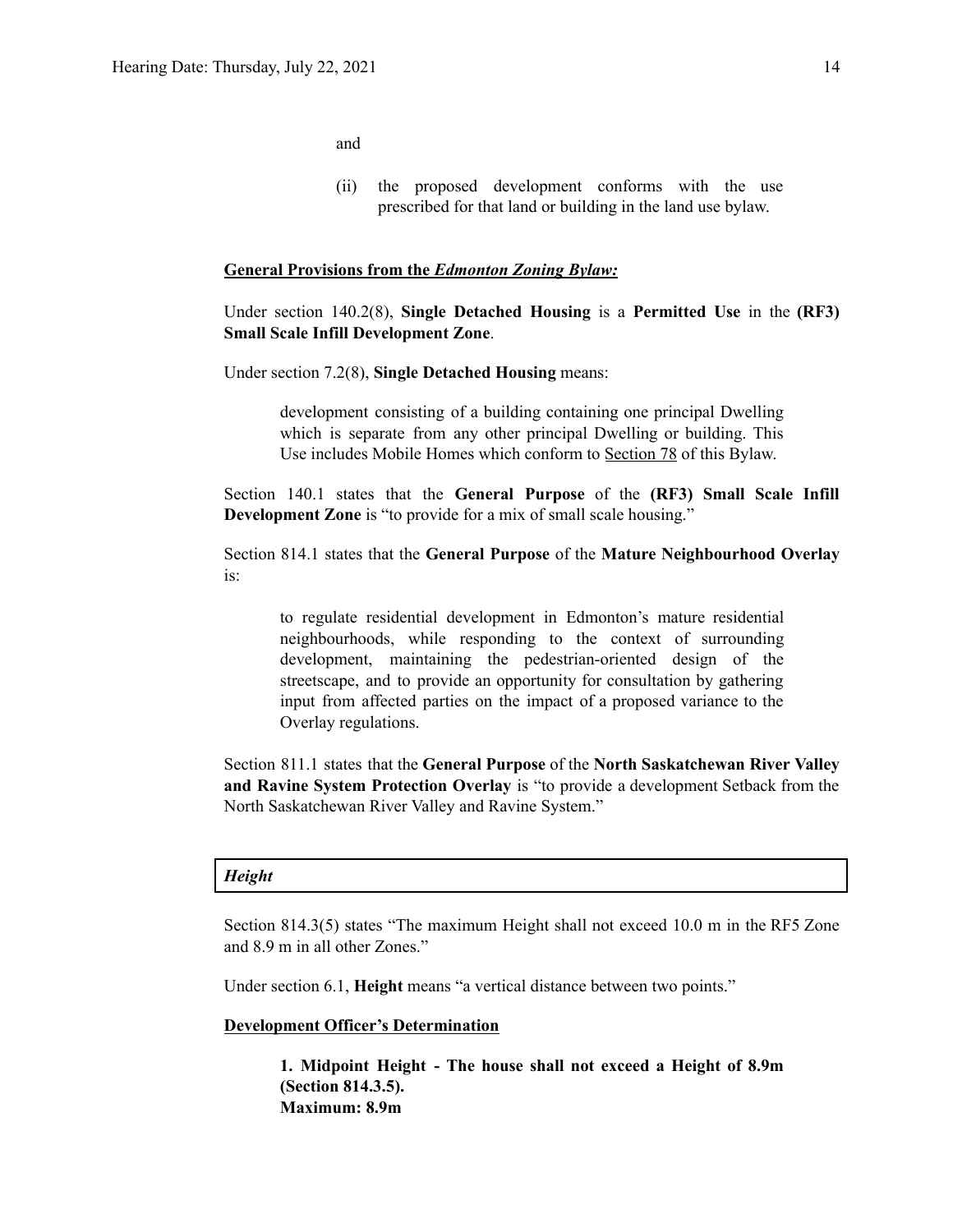and

(ii) the proposed development conforms with the use prescribed for that land or building in the land use bylaw.

**General Provisions from the *Edmonton Zoning Bylaw:***

Under section 140.2(8), **Single Detached Housing** is a **Permitted Use** in the **(RF3) Small Scale Infill Development Zone**.

Under section 7.2(8), **Single Detached Housing** means:

> development consisting of a building containing one principal Dwelling which is separate from any other principal Dwelling or building. This Use includes Mobile Homes which conform to Section 78 of this Bylaw.

Section 140.1 states that the **General Purpose** of the **(RF3) Small Scale Infill Development Zone** is "to provide for a mix of small scale housing."

Section 814.1 states that the **General Purpose** of the **Mature Neighbourhood Overlay** is:

> to regulate residential development in Edmonton's mature residential neighbourhoods, while responding to the context of surrounding development, maintaining the pedestrian-oriented design of the streetscape, and to provide an opportunity for consultation by gathering input from affected parties on the impact of a proposed variance to the Overlay regulations.

Section 811.1 states that the **General Purpose** of the **North Saskatchewan River Valley and Ravine System Protection Overlay** is "to provide a development Setback from the North Saskatchewan River Valley and Ravine System."

***Height***

Section 814.3(5) states "The maximum Height shall not exceed 10.0 m in the RF5 Zone and 8.9 m in all other Zones."

Under section 6.1, **Height** means "a vertical distance between two points."

**Development Officer's Determination**

> **1. Midpoint Height - The house shall not exceed a Height of 8.9m (Section 814.3.5).**
> **Maximum: 8.9m**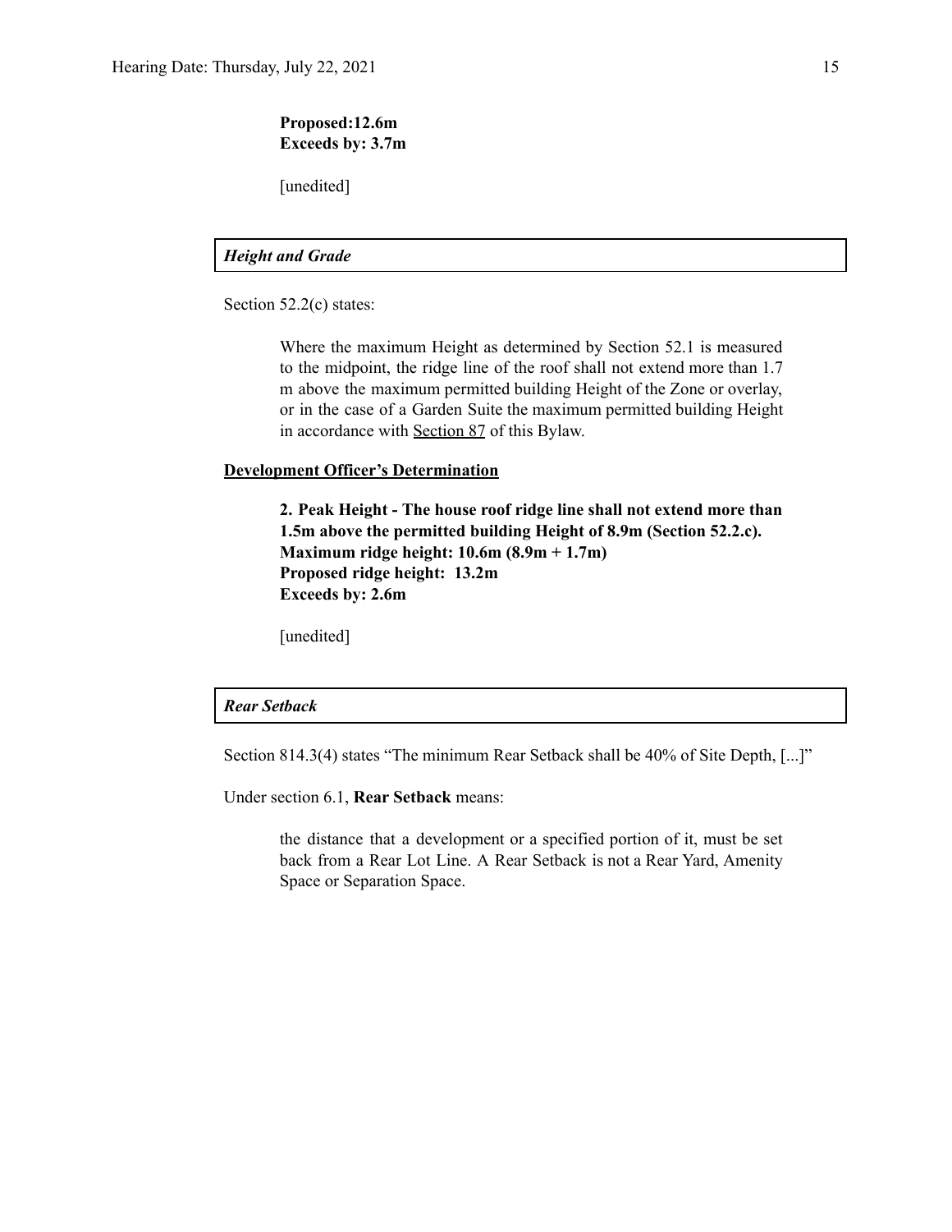**Proposed:12.6m**
**Exceeds by: 3.7m**

[unedited]

***Height and Grade***

Section 52.2(c) states:

> Where the maximum Height as determined by Section 52.1 is measured to the midpoint, the ridge line of the roof shall not extend more than 1.7 m above the maximum permitted building Height of the Zone or overlay, or in the case of a Garden Suite the maximum permitted building Height in accordance with Section 87 of this Bylaw.

**Development Officer's Determination**

> **2. Peak Height - The house roof ridge line shall not extend more than 1.5m above the permitted building Height of 8.9m (Section 52.2.c).**
> **Maximum ridge height: 10.6m (8.9m + 1.7m)**
> **Proposed ridge height: 13.2m**
> **Exceeds by: 2.6m**
>
> [unedited]

***Rear Setback***

Section 814.3(4) states "The minimum Rear Setback shall be 40% of Site Depth, [...]"

Under section 6.1, **Rear Setback** means:

> the distance that a development or a specified portion of it, must be set back from a Rear Lot Line. A Rear Setback is not a Rear Yard, Amenity Space or Separation Space.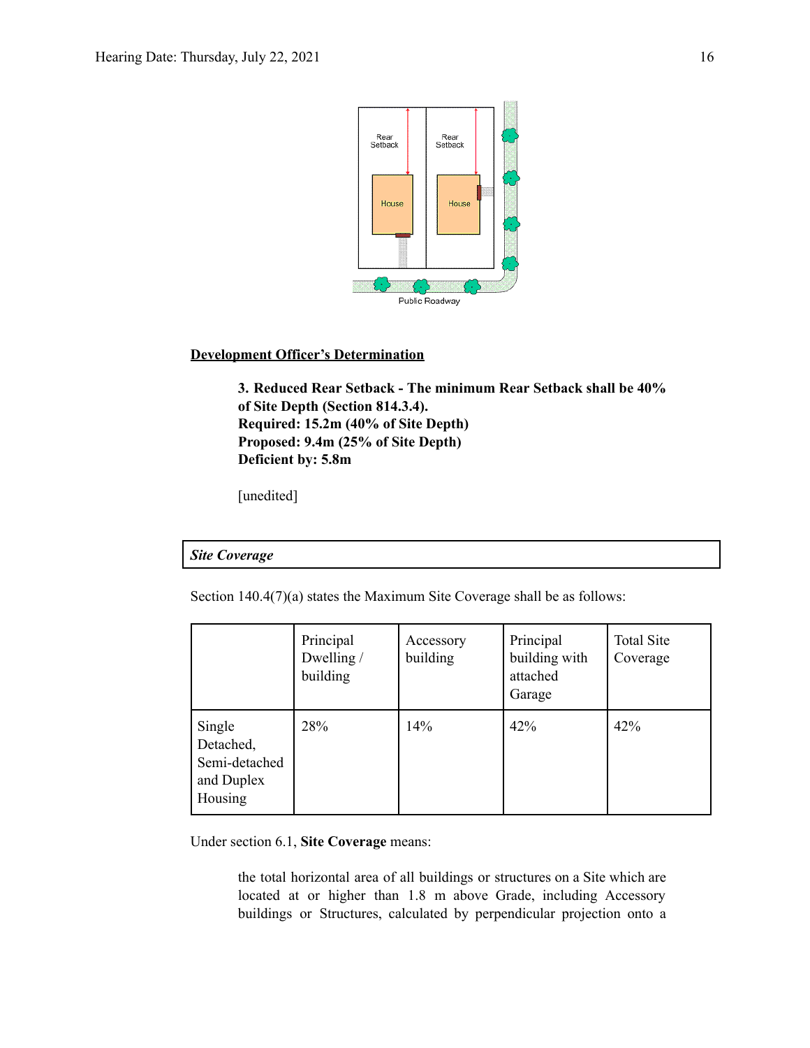Rear Setback Rear Setback

House House

Public Roadway

**Development Officer's Determination**

> **3. Reduced Rear Setback - The minimum Rear Setback shall be 40% of Site Depth (Section 814.3.4).**
> **Required: 15.2m (40% of Site Depth)**
> **Proposed: 9.4m (25% of Site Depth)**
> **Deficient by: 5.8m**
>
> [unedited]

---

***Site Coverage***

---

Section 140.4(7)(a) states the Maximum Site Coverage shall be as follows:

| | Principal Dwelling / building | Accessory building | Principal building with attached Garage | Total Site Coverage |
|---|---|---|---|---|
| Single Detached, Semi-detached and Duplex Housing | 28% | 14% | 42% | 42% |

Under section 6.1, **Site Coverage** means:

> the total horizontal area of all buildings or structures on a Site which are located at or higher than 1.8 m above Grade, including Accessory buildings or Structures, calculated by perpendicular projection onto a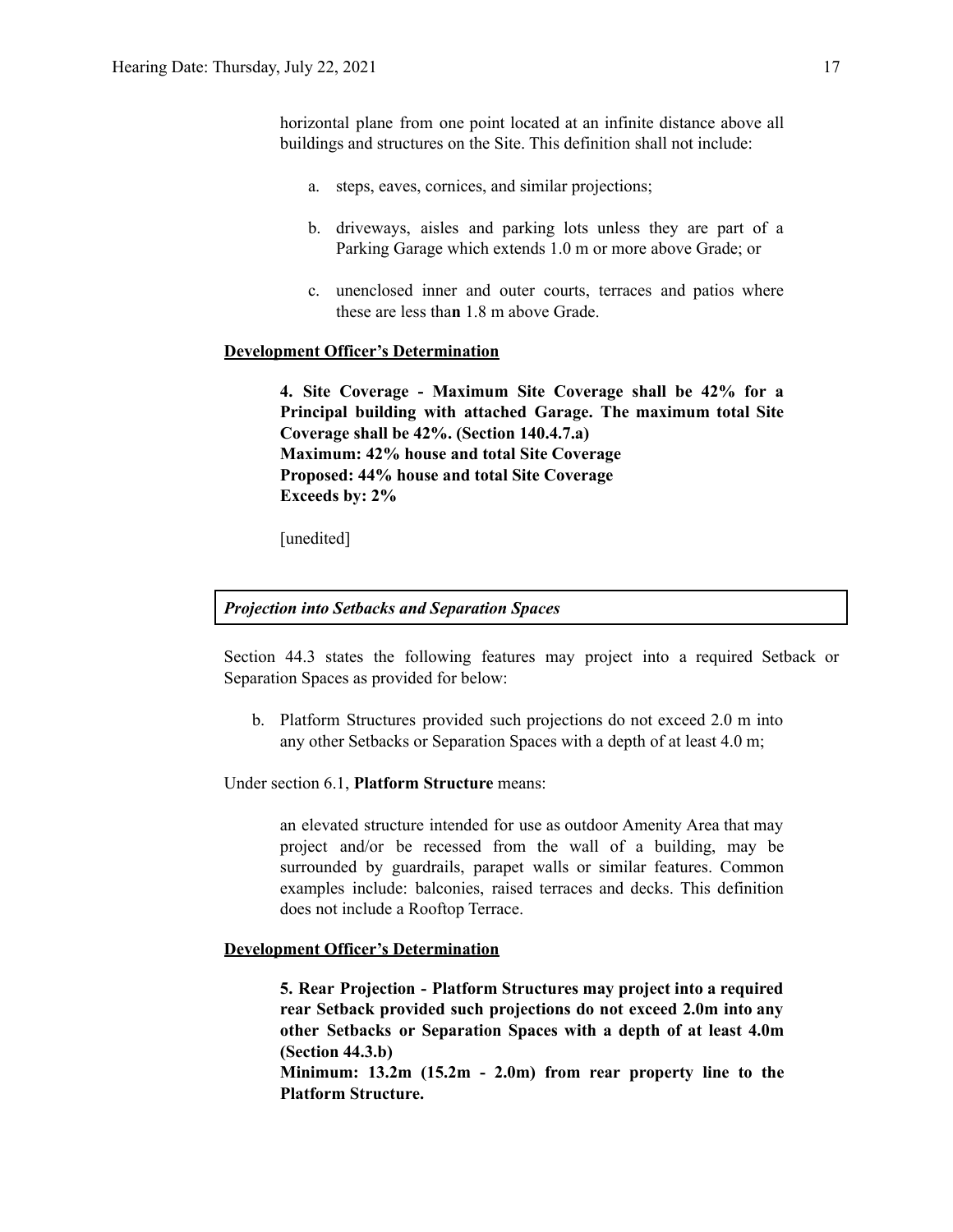horizontal plane from one point located at an infinite distance above all buildings and structures on the Site. This definition shall not include:

a. steps, eaves, cornices, and similar projections;

b. driveways, aisles and parking lots unless they are part of a Parking Garage which extends 1.0 m or more above Grade; or

c. unenclosed inner and outer courts, terraces and patios where these are less than 1.8 m above Grade.

**Development Officer's Determination**

> **4. Site Coverage - Maximum Site Coverage shall be 42% for a Principal building with attached Garage. The maximum total Site Coverage shall be 42%. (Section 140.4.7.a)**
> **Maximum: 42% house and total Site Coverage**
> **Proposed: 44% house and total Site Coverage**
> **Exceeds by: 2%**
>
> [unedited]

***Projection into Setbacks and Separation Spaces***

Section 44.3 states the following features may project into a required Setback or Separation Spaces as provided for below:

b. Platform Structures provided such projections do not exceed 2.0 m into any other Setbacks or Separation Spaces with a depth of at least 4.0 m;

Under section 6.1, **Platform Structure** means:

> an elevated structure intended for use as outdoor Amenity Area that may project and/or be recessed from the wall of a building, may be surrounded by guardrails, parapet walls or similar features. Common examples include: balconies, raised terraces and decks. This definition does not include a Rooftop Terrace.

**Development Officer's Determination**

> **5. Rear Projection - Platform Structures may project into a required rear Setback provided such projections do not exceed 2.0m into any other Setbacks or Separation Spaces with a depth of at least 4.0m (Section 44.3.b)**
> **Minimum: 13.2m (15.2m - 2.0m) from rear property line to the Platform Structure.**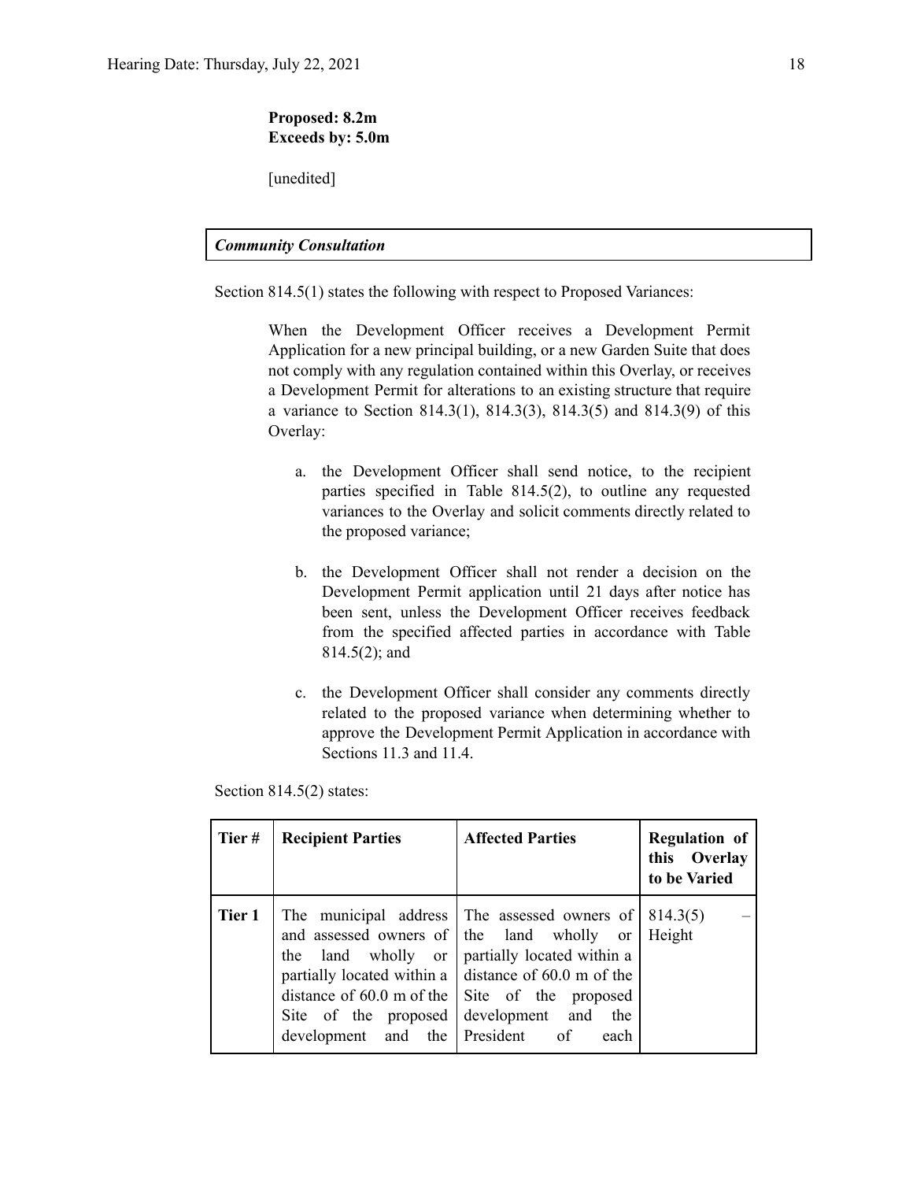**Proposed: 8.2m**
**Exceeds by: 5.0m**

[unedited]

***Community Consultation***

Section 814.5(1) states the following with respect to Proposed Variances:

> When the Development Officer receives a Development Permit Application for a new principal building, or a new Garden Suite that does not comply with any regulation contained within this Overlay, or receives a Development Permit for alterations to an existing structure that require a variance to Section 814.3(1), 814.3(3), 814.3(5) and 814.3(9) of this Overlay:
>
> a. the Development Officer shall send notice, to the recipient parties specified in Table 814.5(2), to outline any requested variances to the Overlay and solicit comments directly related to the proposed variance;
>
> b. the Development Officer shall not render a decision on the Development Permit application until 21 days after notice has been sent, unless the Development Officer receives feedback from the specified affected parties in accordance with Table 814.5(2); and
>
> c. the Development Officer shall consider any comments directly related to the proposed variance when determining whether to approve the Development Permit Application in accordance with Sections 11.3 and 11.4.

Section 814.5(2) states:

| Tier # | Recipient Parties | Affected Parties | Regulation of this Overlay to be Varied |
|---|---|---|---|
| **Tier 1** | The municipal address and assessed owners of the land wholly or partially located within a distance of 60.0 m of the Site of the proposed development and the | The assessed owners of the land wholly or partially located within a distance of 60.0 m of the Site of the proposed development and the President of each | 814.3(5) – Height |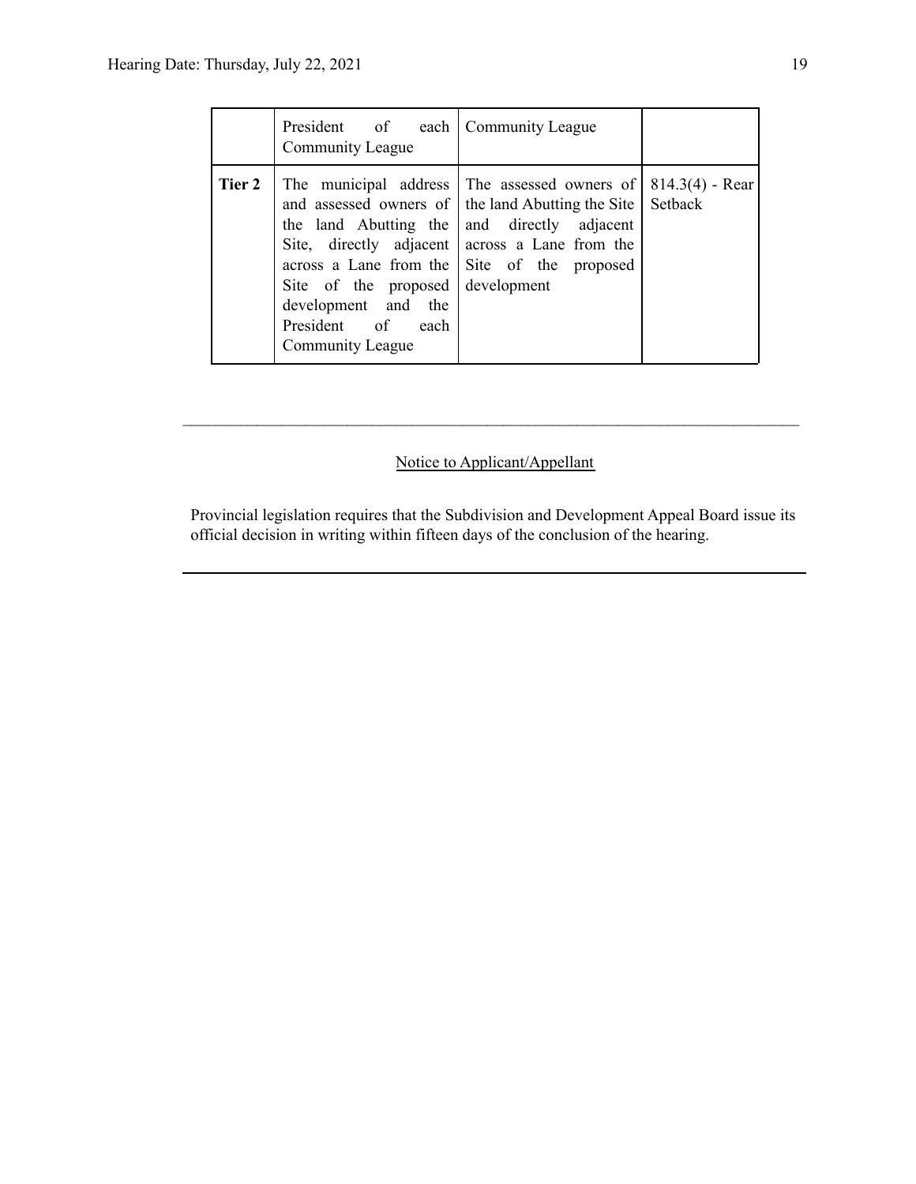| | | | |
|---|---|---|---|
| | President of each Community League | Community League | |
| **Tier 2** | The municipal address and assessed owners of the land Abutting the Site, directly adjacent across a Lane from the Site of the proposed development and the President of each Community League | The assessed owners of the land Abutting the Site and directly adjacent across a Lane from the Site of the proposed development | 814.3(4) - Rear Setback |

---

Notice to Applicant/Appellant

Provincial legislation requires that the Subdivision and Development Appeal Board issue its official decision in writing within fifteen days of the conclusion of the hearing.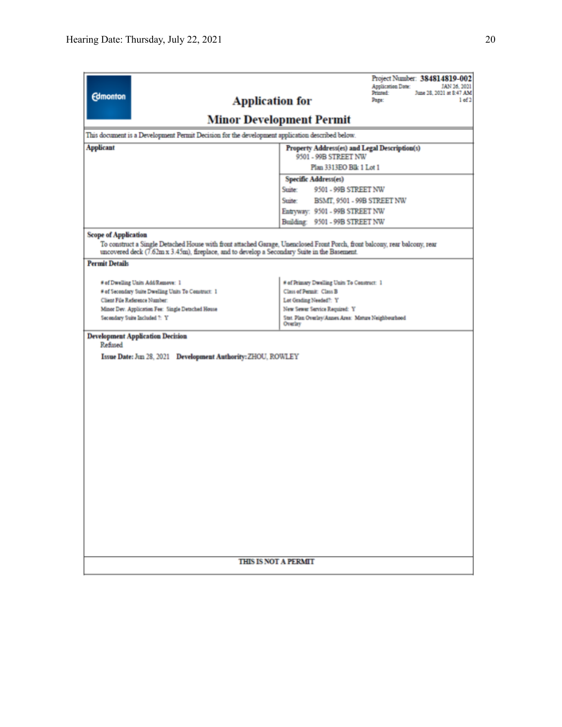Project Number: **384814819-002**
Application Date: JAN 26, 2021
Printed: June 28, 2021 at 8:47 AM
Page: 1 of 2

Edmonton

# Application for
# Minor Development Permit

This document is a Development Permit Decision for the development application described below.

| Applicant | Property Address(es) and Legal Description(s) |
|---|---|
| | 9501 - 99B STREET NW<br>Plan 3313EO Blk 1 Lot 1 |
| | **Specific Address(es)**<br>Suite: 9501 - 99B STREET NW<br>Suite: BSMT, 9501 - 99B STREET NW<br>Entryway: 9501 - 99B STREET NW<br>Building: 9501 - 99B STREET NW |

**Scope of Application**

To construct a Single Detached House with front attached Garage, Unenclosed Front Porch, front balcony, rear balcony, rear uncovered deck (7.62m x 3.45m), fireplace, and to develop a Secondary Suite in the Basement.

**Permit Details**

| | |
|---|---|
| # of Dwelling Units Add/Remove: 1 | # of Primary Dwelling Units To Construct: 1 |
| # of Secondary Suite Dwelling Units To Construct: 1 | Class of Permit: Class B |
| Client File Reference Number: | Lot Grading Needed?: Y |
| Minor Dev. Application Fee: Single Detached House | New Sewer Service Required: Y |
| Secondary Suite Included ?: Y | Stat. Plan Overlay/Annex Area: Mature Neighbourhood Overlay |

**Development Application Decision**

Refused

**Issue Date:** Jun 28, 2021 **Development Authority:** ZHOU, ROWLEY

THIS IS NOT A PERMIT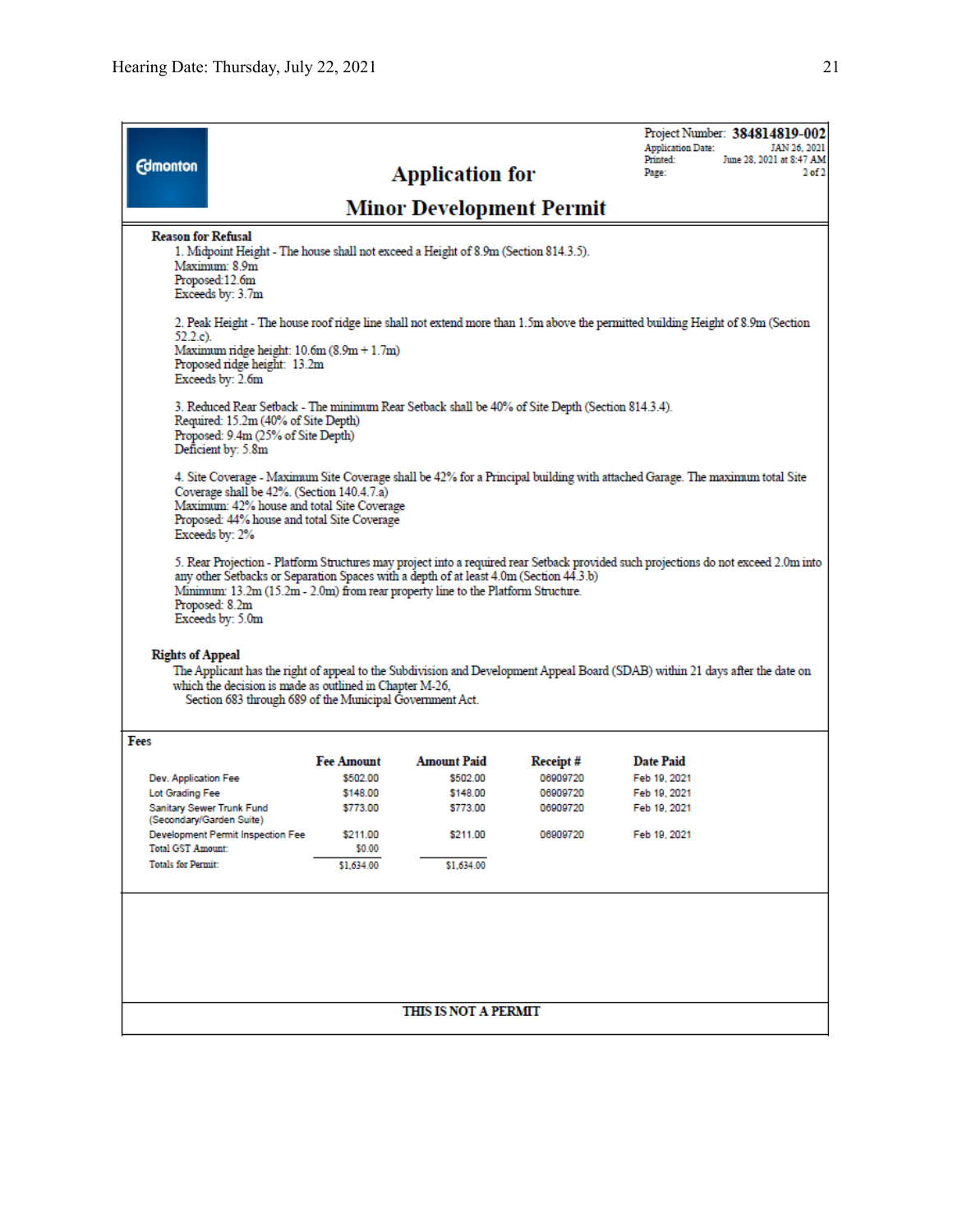Project Number: **384814819-002**
Application Date: JAN 26, 2021
Printed: June 28, 2021 at 8:47 AM
Page: 2 of 2

Edmonton

# Application for Minor Development Permit

**Reason for Refusal**

1. Midpoint Height - The house shall not exceed a Height of 8.9m (Section 814.3.5).
Maximum: 8.9m
Proposed: 12.6m
Exceeds by: 3.7m

2. Peak Height - The house roof ridge line shall not extend more than 1.5m above the permitted building Height of 8.9m (Section 52.2.c).
Maximum ridge height: 10.6m (8.9m + 1.7m)
Proposed ridge height: 13.2m
Exceeds by: 2.6m

3. Reduced Rear Setback - The minimum Rear Setback shall be 40% of Site Depth (Section 814.3.4).
Required: 15.2m (40% of Site Depth)
Proposed: 9.4m (25% of Site Depth)
Deficient by: 5.8m

4. Site Coverage - Maximum Site Coverage shall be 42% for a Principal building with attached Garage. The maximum total Site Coverage shall be 42%. (Section 140.4.7.a)
Maximum: 42% house and total Site Coverage
Proposed: 44% house and total Site Coverage
Exceeds by: 2%

5. Rear Projection - Platform Structures may project into a required rear Setback provided such projections do not exceed 2.0m into any other Setbacks or Separation Spaces with a depth of at least 4.0m (Section 44.3.b)
Minimum: 13.2m (15.2m - 2.0m) from rear property line to the Platform Structure.
Proposed: 8.2m
Exceeds by: 5.0m

**Rights of Appeal**

The Applicant has the right of appeal to the Subdivision and Development Appeal Board (SDAB) within 21 days after the date on which the decision is made as outlined in Chapter M-26,
Section 683 through 689 of the Municipal Government Act.

**Fees**

| | Fee Amount | Amount Paid | Receipt # | Date Paid |
|---|---|---|---|---|
| Dev. Application Fee | $502.00 | $502.00 | 06909720 | Feb 19, 2021 |
| Lot Grading Fee | $148.00 | $148.00 | 06909720 | Feb 19, 2021 |
| Sanitary Sewer Trunk Fund (Secondary/Garden Suite) | $773.00 | $773.00 | 06909720 | Feb 19, 2021 |
| Development Permit Inspection Fee | $211.00 | $211.00 | 06909720 | Feb 19, 2021 |
| Total GST Amount: | $0.00 | | | |
| Totals for Permit: | $1,634.00 | $1,634.00 | | |

**THIS IS NOT A PERMIT**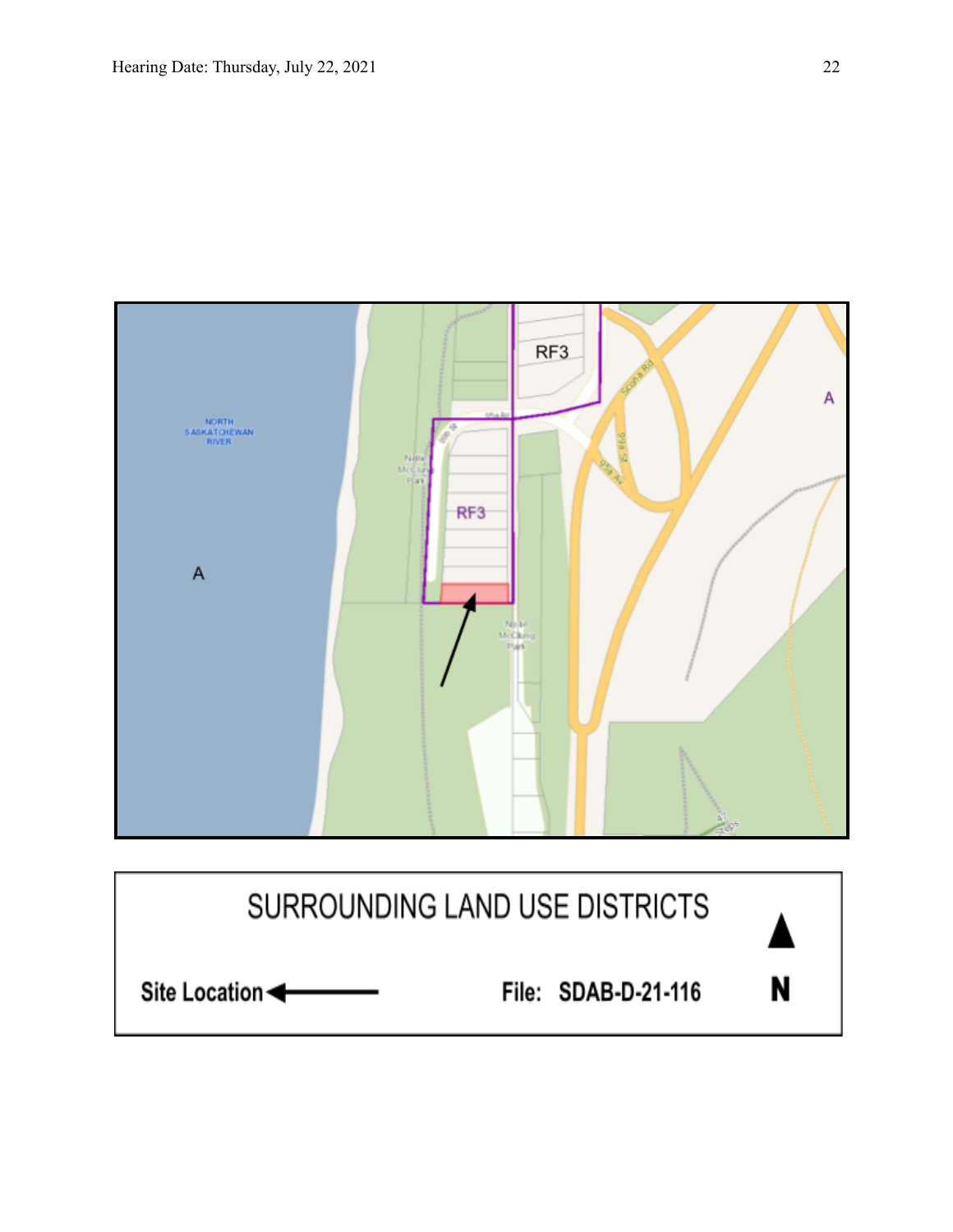NORTH SASKATCHEWAN RIVER

A

RF3

RF3

A

SURROUNDING LAND USE DISTRICTS

Site Location

File: SDAB-D-21-116

N